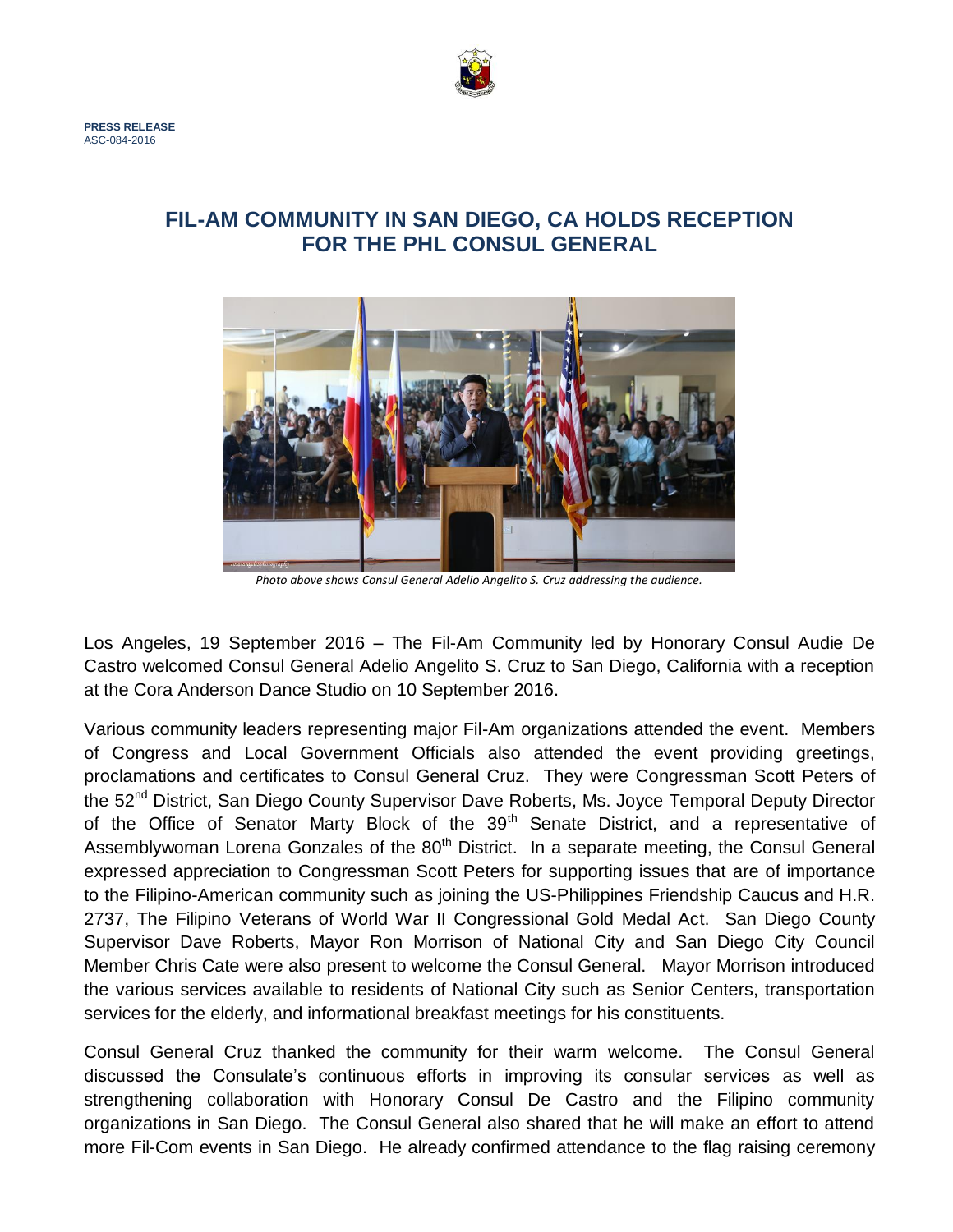**PRESS RELEASE**
ASC-084-2016

# FIL-AM COMMUNITY IN SAN DIEGO, CA HOLDS RECEPTION FOR THE PHL CONSUL GENERAL

*Photo above shows Consul General Adelio Angelito S. Cruz addressing the audience.*

Los Angeles, 19 September 2016 – The Fil-Am Community led by Honorary Consul Audie De Castro welcomed Consul General Adelio Angelito S. Cruz to San Diego, California with a reception at the Cora Anderson Dance Studio on 10 September 2016.

Various community leaders representing major Fil-Am organizations attended the event. Members of Congress and Local Government Officials also attended the event providing greetings, proclamations and certificates to Consul General Cruz. They were Congressman Scott Peters of the 52nd District, San Diego County Supervisor Dave Roberts, Ms. Joyce Temporal Deputy Director of the Office of Senator Marty Block of the 39th Senate District, and a representative of Assemblywoman Lorena Gonzales of the 80th District. In a separate meeting, the Consul General expressed appreciation to Congressman Scott Peters for supporting issues that are of importance to the Filipino-American community such as joining the US-Philippines Friendship Caucus and H.R. 2737, The Filipino Veterans of World War II Congressional Gold Medal Act. San Diego County Supervisor Dave Roberts, Mayor Ron Morrison of National City and San Diego City Council Member Chris Cate were also present to welcome the Consul General. Mayor Morrison introduced the various services available to residents of National City such as Senior Centers, transportation services for the elderly, and informational breakfast meetings for his constituents.

Consul General Cruz thanked the community for their warm welcome. The Consul General discussed the Consulate's continuous efforts in improving its consular services as well as strengthening collaboration with Honorary Consul De Castro and the Filipino community organizations in San Diego. The Consul General also shared that he will make an effort to attend more Fil-Com events in San Diego. He already confirmed attendance to the flag raising ceremony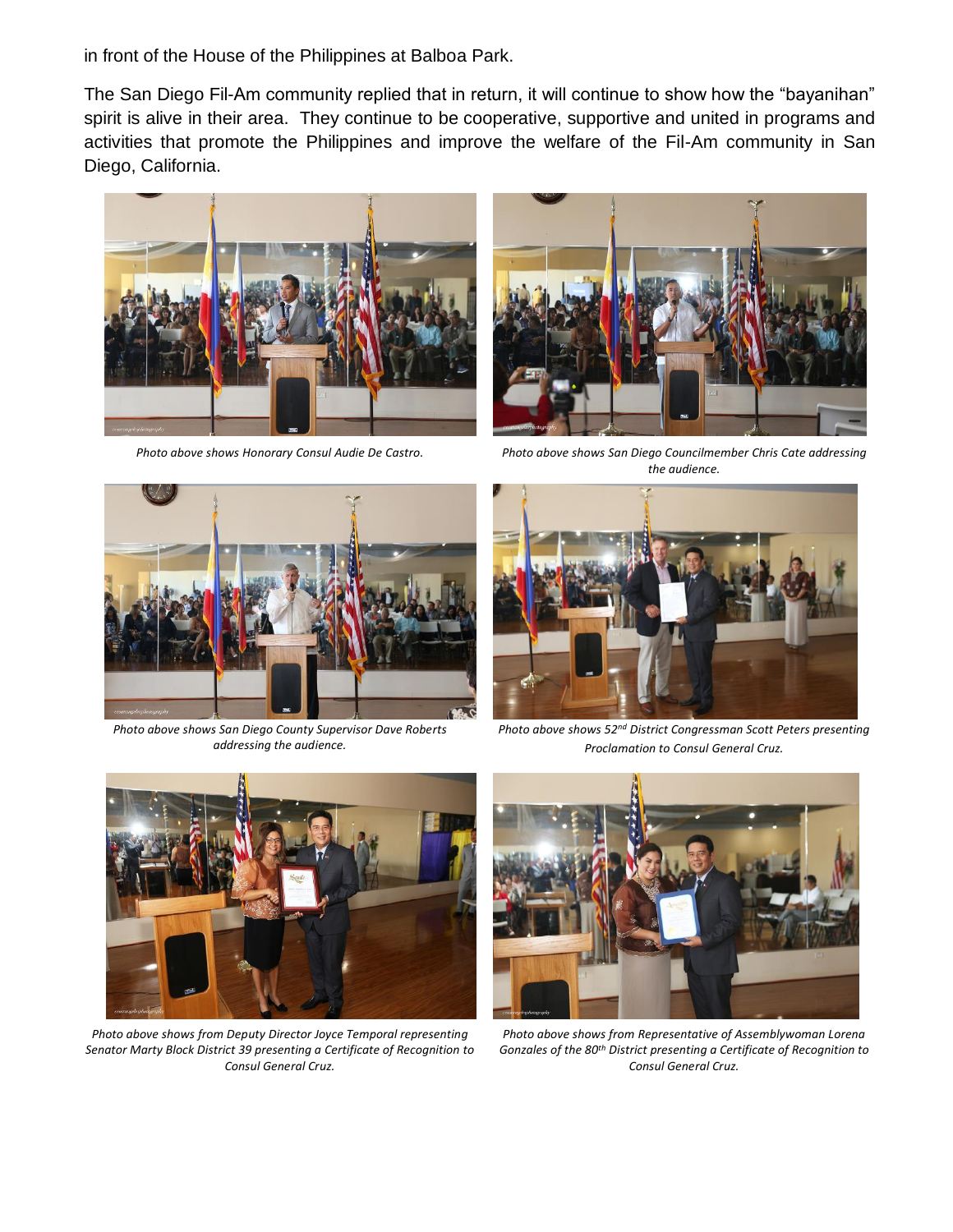in front of the House of the Philippines at Balboa Park.

The San Diego Fil-Am community replied that in return, it will continue to show how the "bayanihan" spirit is alive in their area. They continue to be cooperative, supportive and united in programs and activities that promote the Philippines and improve the welfare of the Fil-Am community in San Diego, California.

*Photo above shows Honorary Consul Audie De Castro.*

*Photo above shows San Diego Councilmember Chris Cate addressing the audience.*

*Photo above shows San Diego County Supervisor Dave Roberts addressing the audience.*

*Photo above shows 52nd District Congressman Scott Peters presenting Proclamation to Consul General Cruz.*

*Photo above shows from Deputy Director Joyce Temporal representing Senator Marty Block District 39 presenting a Certificate of Recognition to Consul General Cruz.*

*Photo above shows from Representative of Assemblywoman Lorena Gonzales of the 80th District presenting a Certificate of Recognition to Consul General Cruz.*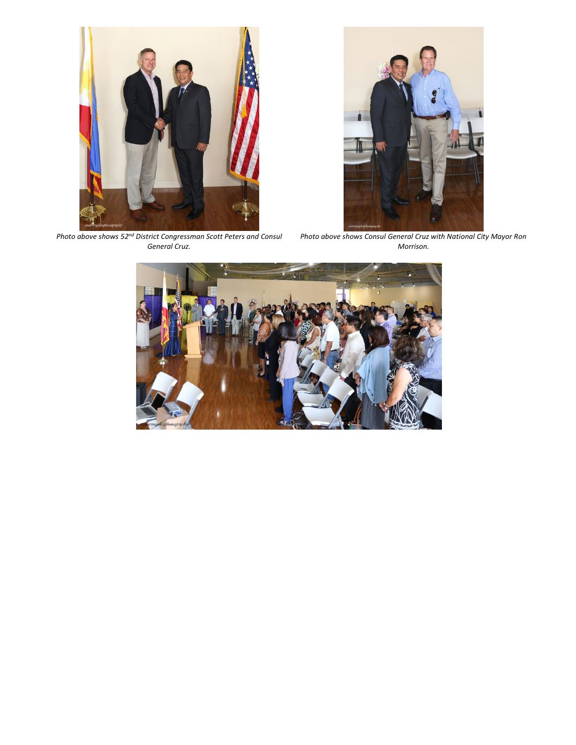*Photo above shows 52nd District Congressman Scott Peters and Consul General Cruz.*

*Photo above shows Consul General Cruz with National City Mayor Ron Morrison.*